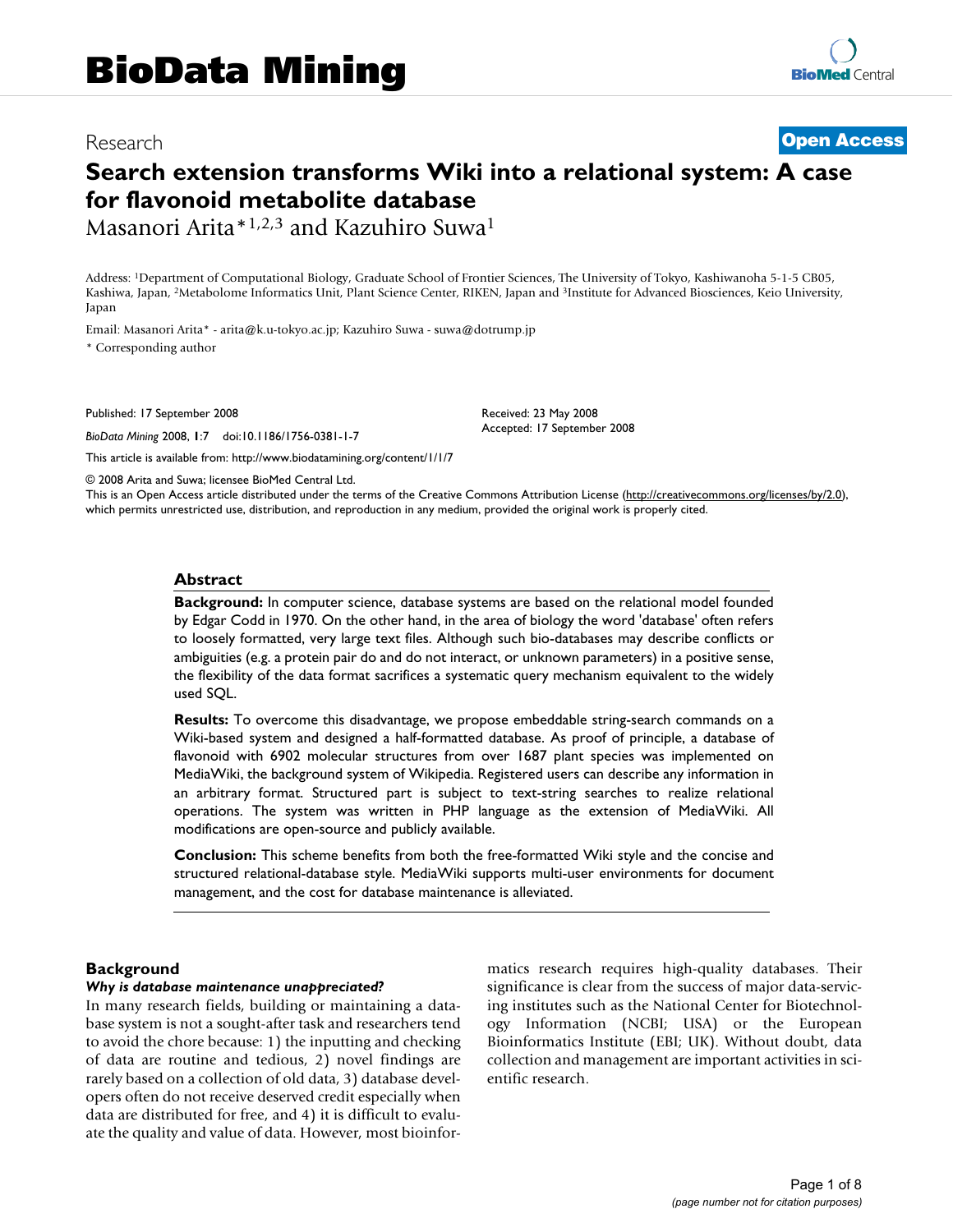# BioData Mining

Research **Open Access**

## Search extension transforms Wiki into a relational system: A case for flavonoid metabolite database

Masanori Arita*[1,2,3] and Kazuhiro Suwa[1]

Address: [1]Department of Computational Biology, Graduate School of Frontier Sciences, The University of Tokyo, Kashiwanoha 5-1-5 CB05, Kashiwa, Japan, [2]Metabolome Informatics Unit, Plant Science Center, RIKEN, Japan and [3]Institute for Advanced Biosciences, Keio University, Japan

Email: Masanori Arita* - arita@k.u-tokyo.ac.jp; Kazuhiro Suwa - suwa@dotrump.jp

\* Corresponding author

Published: 17 September 2008

*BioData Mining* 2008, **1**:7 doi:10.1186/1756-0381-1-7

Received: 23 May 2008

Accepted: 17 September 2008

This article is available from: http://www.biodatamining.org/content/1/1/7

© 2008 Arita and Suwa; licensee BioMed Central Ltd.

This is an Open Access article distributed under the terms of the Creative Commons Attribution License (http://creativecommons.org/licenses/by/2.0), which permits unrestricted use, distribution, and reproduction in any medium, provided the original work is properly cited.

### Abstract

**Background:** In computer science, database systems are based on the relational model founded by Edgar Codd in 1970. On the other hand, in the area of biology the word 'database' often refers to loosely formatted, very large text files. Although such bio-databases may describe conflicts or ambiguities (e.g. a protein pair do and do not interact, or unknown parameters) in a positive sense, the flexibility of the data format sacrifices a systematic query mechanism equivalent to the widely used SQL.

**Results:** To overcome this disadvantage, we propose embeddable string-search commands on a Wiki-based system and designed a half-formatted database. As proof of principle, a database of flavonoid with 6902 molecular structures from over 1687 plant species was implemented on MediaWiki, the background system of Wikipedia. Registered users can describe any information in an arbitrary format. Structured part is subject to text-string searches to realize relational operations. The system was written in PHP language as the extension of MediaWiki. All modifications are open-source and publicly available.

**Conclusion:** This scheme benefits from both the free-formatted Wiki style and the concise and structured relational-database style. MediaWiki supports multi-user environments for document management, and the cost for database maintenance is alleviated.

## Background

### *Why is database maintenance unappreciated?*

In many research fields, building or maintaining a database system is not a sought-after task and researchers tend to avoid the chore because: 1) the inputting and checking of data are routine and tedious, 2) novel findings are rarely based on a collection of old data, 3) database developers often do not receive deserved credit especially when data are distributed for free, and 4) it is difficult to evaluate the quality and value of data. However, most bioinformatics research requires high-quality databases. Their significance is clear from the success of major data-servicing institutes such as the National Center for Biotechnology Information (NCBI; USA) or the European Bioinformatics Institute (EBI; UK). Without doubt, data collection and management are important activities in scientific research.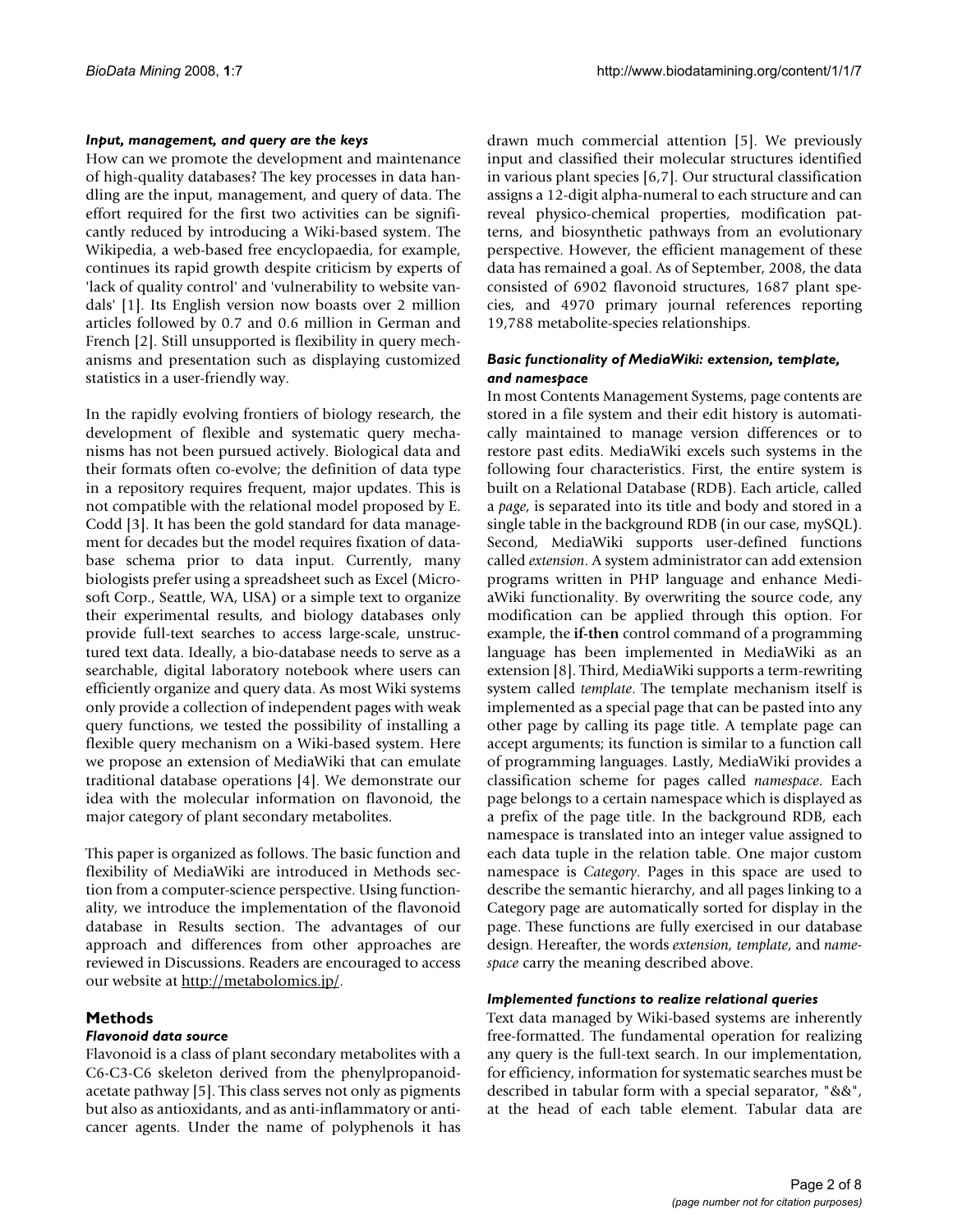### *Input, management, and query are the keys*

How can we promote the development and maintenance of high-quality databases? The key processes in data handling are the input, management, and query of data. The effort required for the first two activities can be significantly reduced by introducing a Wiki-based system. The Wikipedia, a web-based free encyclopaedia, for example, continues its rapid growth despite criticism by experts of 'lack of quality control' and 'vulnerability to website vandals' [1]. Its English version now boasts over 2 million articles followed by 0.7 and 0.6 million in German and French [2]. Still unsupported is flexibility in query mechanisms and presentation such as displaying customized statistics in a user-friendly way.

In the rapidly evolving frontiers of biology research, the development of flexible and systematic query mechanisms has not been pursued actively. Biological data and their formats often co-evolve; the definition of data type in a repository requires frequent, major updates. This is not compatible with the relational model proposed by E. Codd [3]. It has been the gold standard for data management for decades but the model requires fixation of database schema prior to data input. Currently, many biologists prefer using a spreadsheet such as Excel (Microsoft Corp., Seattle, WA, USA) or a simple text to organize their experimental results, and biology databases only provide full-text searches to access large-scale, unstructured text data. Ideally, a bio-database needs to serve as a searchable, digital laboratory notebook where users can efficiently organize and query data. As most Wiki systems only provide a collection of independent pages with weak query functions, we tested the possibility of installing a flexible query mechanism on a Wiki-based system. Here we propose an extension of MediaWiki that can emulate traditional database operations [4]. We demonstrate our idea with the molecular information on flavonoid, the major category of plant secondary metabolites.

This paper is organized as follows. The basic function and flexibility of MediaWiki are introduced in Methods section from a computer-science perspective. Using functionality, we introduce the implementation of the flavonoid database in Results section. The advantages of our approach and differences from other approaches are reviewed in Discussions. Readers are encouraged to access our website at http://metabolomics.jp/.

## Methods

### *Flavonoid data source*

Flavonoid is a class of plant secondary metabolites with a C6-C3-C6 skeleton derived from the phenylpropanoid-acetate pathway [5]. This class serves not only as pigments but also as antioxidants, and as anti-inflammatory or anti-cancer agents. Under the name of polyphenols it has drawn much commercial attention [5]. We previously input and classified their molecular structures identified in various plant species [6,7]. Our structural classification assigns a 12-digit alpha-numeral to each structure and can reveal physico-chemical properties, modification patterns, and biosynthetic pathways from an evolutionary perspective. However, the efficient management of these data has remained a goal. As of September, 2008, the data consisted of 6902 flavonoid structures, 1687 plant species, and 4970 primary journal references reporting 19,788 metabolite-species relationships.

### *Basic functionality of MediaWiki: extension, template, and namespace*

In most Contents Management Systems, page contents are stored in a file system and their edit history is automatically maintained to manage version differences or to restore past edits. MediaWiki excels such systems in the following four characteristics. First, the entire system is built on a Relational Database (RDB). Each article, called a *page*, is separated into its title and body and stored in a single table in the background RDB (in our case, mySQL). Second, MediaWiki supports user-defined functions called *extension*. A system administrator can add extension programs written in PHP language and enhance MediaWiki functionality. By overwriting the source code, any modification can be applied through this option. For example, the **if-then** control command of a programming language has been implemented in MediaWiki as an extension [8]. Third, MediaWiki supports a term-rewriting system called *template*. The template mechanism itself is implemented as a special page that can be pasted into any other page by calling its page title. A template page can accept arguments; its function is similar to a function call of programming languages. Lastly, MediaWiki provides a classification scheme for pages called *namespace*. Each page belongs to a certain namespace which is displayed as a prefix of the page title. In the background RDB, each namespace is translated into an integer value assigned to each data tuple in the relation table. One major custom namespace is *Category*. Pages in this space are used to describe the semantic hierarchy, and all pages linking to a Category page are automatically sorted for display in the page. These functions are fully exercised in our database design. Hereafter, the words *extension, template*, and *namespace* carry the meaning described above.

### *Implemented functions to realize relational queries*

Text data managed by Wiki-based systems are inherently free-formatted. The fundamental operation for realizing any query is the full-text search. In our implementation, for efficiency, information for systematic searches must be described in tabular form with a special separator, "&&", at the head of each table element. Tabular data are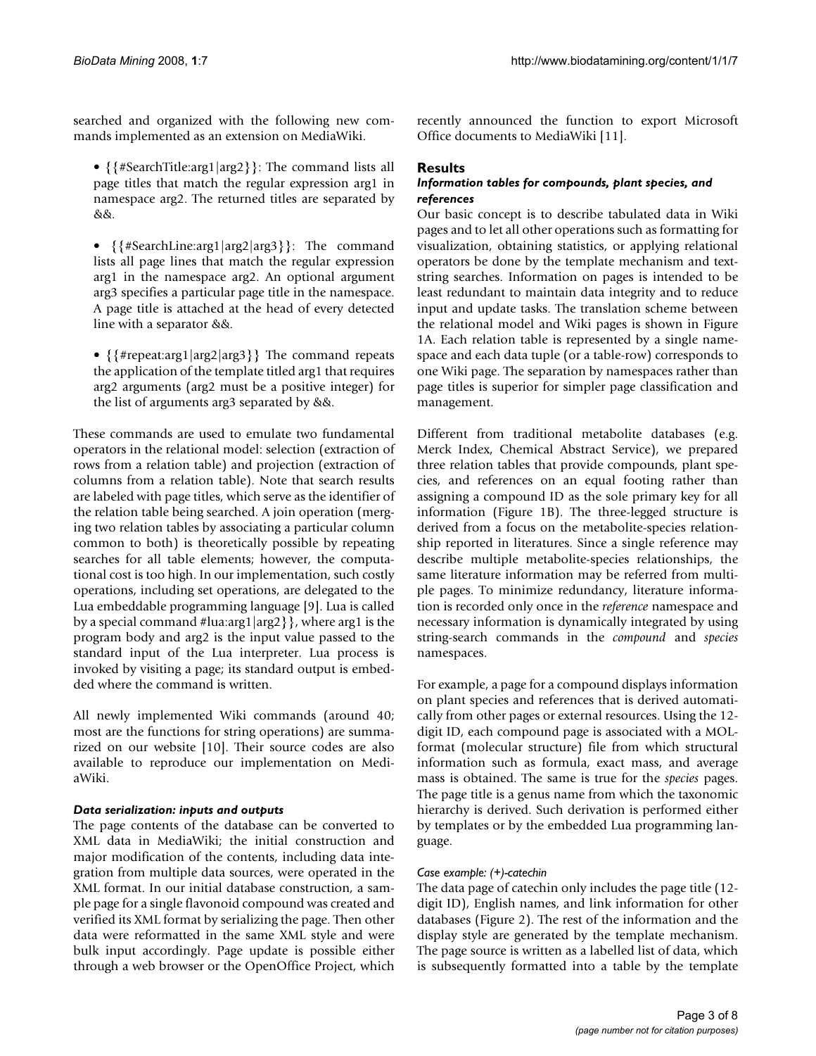searched and organized with the following new commands implemented as an extension on MediaWiki.

- {{#SearchTitle:arg1|arg2}}: The command lists all page titles that match the regular expression arg1 in namespace arg2. The returned titles are separated by &&.

- {{#SearchLine:arg1|arg2|arg3}}: The command lists all page lines that match the regular expression arg1 in the namespace arg2. An optional argument arg3 specifies a particular page title in the namespace. A page title is attached at the head of every detected line with a separator &&.

- {{#repeat:arg1|arg2|arg3}} The command repeats the application of the template titled arg1 that requires arg2 arguments (arg2 must be a positive integer) for the list of arguments arg3 separated by &&.

These commands are used to emulate two fundamental operators in the relational model: selection (extraction of rows from a relation table) and projection (extraction of columns from a relation table). Note that search results are labeled with page titles, which serve as the identifier of the relation table being searched. A join operation (merging two relation tables by associating a particular column common to both) is theoretically possible by repeating searches for all table elements; however, the computational cost is too high. In our implementation, such costly operations, including set operations, are delegated to the Lua embeddable programming language [9]. Lua is called by a special command #lua:arg1|arg2}}, where arg1 is the program body and arg2 is the input value passed to the standard input of the Lua interpreter. Lua process is invoked by visiting a page; its standard output is embedded where the command is written.

All newly implemented Wiki commands (around 40; most are the functions for string operations) are summarized on our website [10]. Their source codes are also available to reproduce our implementation on MediaWiki.

#### *Data serialization: inputs and outputs*

The page contents of the database can be converted to XML data in MediaWiki; the initial construction and major modification of the contents, including data integration from multiple data sources, were operated in the XML format. In our initial database construction, a sample page for a single flavonoid compound was created and verified its XML format by serializing the page. Then other data were reformatted in the same XML style and were bulk input accordingly. Page update is possible either through a web browser or the OpenOffice Project, which recently announced the function to export Microsoft Office documents to MediaWiki [11].

## Results

#### *Information tables for compounds, plant species, and references*

Our basic concept is to describe tabulated data in Wiki pages and to let all other operations such as formatting for visualization, obtaining statistics, or applying relational operators be done by the template mechanism and text-string searches. Information on pages is intended to be least redundant to maintain data integrity and to reduce input and update tasks. The translation scheme between the relational model and Wiki pages is shown in Figure 1A. Each relation table is represented by a single namespace and each data tuple (or a table-row) corresponds to one Wiki page. The separation by namespaces rather than page titles is superior for simpler page classification and management.

Different from traditional metabolite databases (e.g. Merck Index, Chemical Abstract Service), we prepared three relation tables that provide compounds, plant species, and references on an equal footing rather than assigning a compound ID as the sole primary key for all information (Figure 1B). The three-legged structure is derived from a focus on the metabolite-species relationship reported in literatures. Since a single reference may describe multiple metabolite-species relationships, the same literature information may be referred from multiple pages. To minimize redundancy, literature information is recorded only once in the *reference* namespace and necessary information is dynamically integrated by using string-search commands in the *compound* and *species* namespaces.

For example, a page for a compound displays information on plant species and references that is derived automatically from other pages or external resources. Using the 12-digit ID, each compound page is associated with a MOL-format (molecular structure) file from which structural information such as formula, exact mass, and average mass is obtained. The same is true for the *species* pages. The page title is a genus name from which the taxonomic hierarchy is derived. Such derivation is performed either by templates or by the embedded Lua programming language.

#### *Case example: (+)-catechin*

The data page of catechin only includes the page title (12-digit ID), English names, and link information for other databases (Figure 2). The rest of the information and the display style are generated by the template mechanism. The page source is written as a labelled list of data, which is subsequently formatted into a table by the template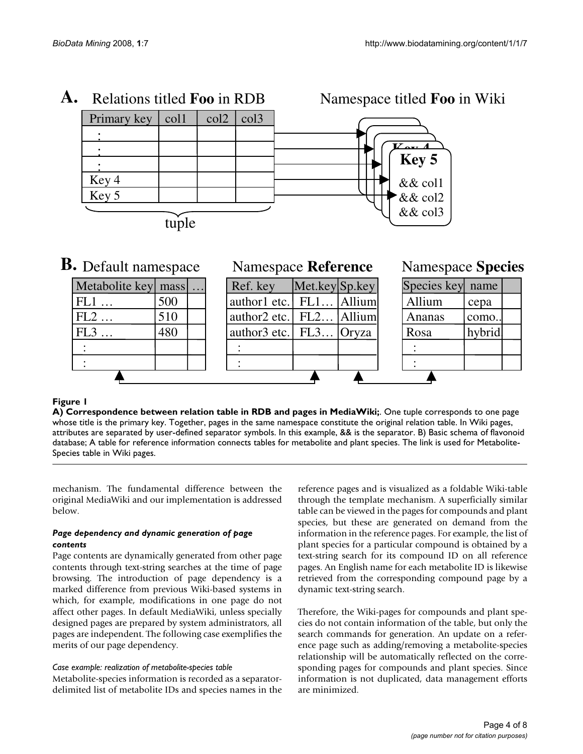A. Relations titled **Foo** in RDB

Namespace titled **Foo** in Wiki

| Primary key | col1 | col2 | col3 |
| --- | --- | --- | --- |
| : | | | |
| : | | | |
| : | | | |
| Key 4 | | | |
| Key 5 | | | |

tuple

Key 4

Key 5

&& col1

&& col2

&& col3

B. Default namespace

| Metabolite key | mass | … |
| --- | --- | --- |
| FL1 … | 500 | |
| FL2 … | 510 | |
| FL3 … | 480 | |
| : | | |
| : | | |

Namespace **Reference**

| Ref. key | Met.key | Sp.key |
| --- | --- | --- |
| author1 etc. | FL1… | Allium |
| author2 etc. | FL2… | Allium |
| author3 etc. | FL3… | Oryza |
| : | | |
| : | | |

Namespace **Species**

| Species key | name | |
| --- | --- | --- |
| Allium | cepa | |
| Ananas | como.. | |
| Rosa | hybrid | |
| : | | |
| : | | |

**Figure 1**

**A) Correspondence between relation table in RDB and pages in MediaWiki;**. One tuple corresponds to one page whose title is the primary key. Together, pages in the same namespace constitute the original relation table. In Wiki pages, attributes are separated by user-defined separator symbols. In this example, && is the separator. B) Basic schema of flavonoid database; A table for reference information connects tables for metabolite and plant species. The link is used for Metabolite-Species table in Wiki pages.

mechanism. The fundamental difference between the original MediaWiki and our implementation is addressed below.

#### *Page dependency and dynamic generation of page contents*

Page contents are dynamically generated from other page contents through text-string searches at the time of page browsing. The introduction of page dependency is a marked difference from previous Wiki-based systems in which, for example, modifications in one page do not affect other pages. In default MediaWiki, unless specially designed pages are prepared by system administrators, all pages are independent. The following case exemplifies the merits of our page dependency.

##### *Case example: realization of metabolite-species table*

Metabolite-species information is recorded as a separator-delimited list of metabolite IDs and species names in the reference pages and is visualized as a foldable Wiki-table through the template mechanism. A superficially similar table can be viewed in the pages for compounds and plant species, but these are generated on demand from the information in the reference pages. For example, the list of plant species for a particular compound is obtained by a text-string search for its compound ID on all reference pages. An English name for each metabolite ID is likewise retrieved from the corresponding compound page by a dynamic text-string search.

Therefore, the Wiki-pages for compounds and plant species do not contain information of the table, but only the search commands for generation. An update on a reference page such as adding/removing a metabolite-species relationship will be automatically reflected on the corresponding pages for compounds and plant species. Since information is not duplicated, data management efforts are minimized.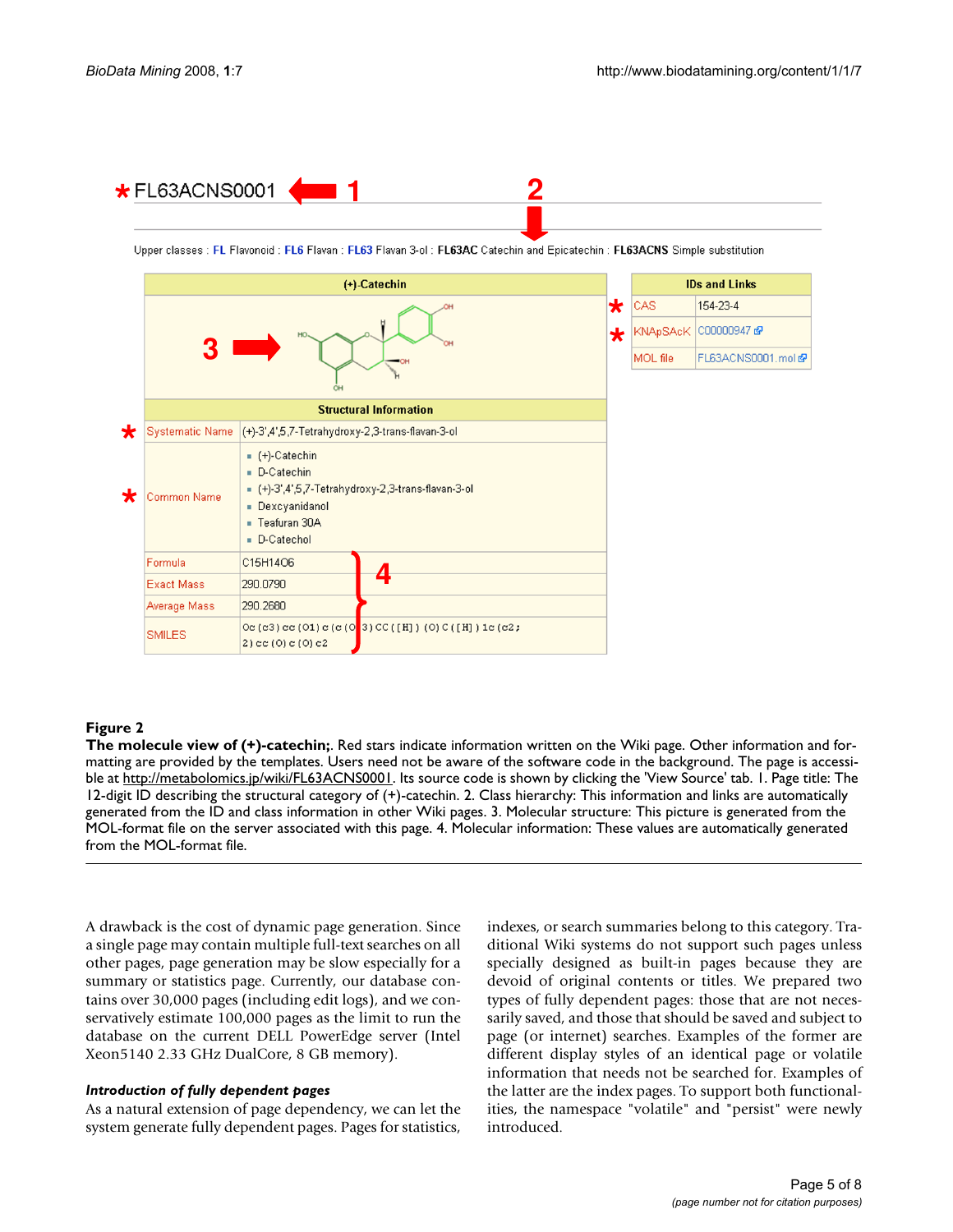**Figure 2**

**The molecule view of (+)-catechin;**. Red stars indicate information written on the Wiki page. Other information and formatting are provided by the templates. Users need not be aware of the software code in the background. The page is accessible at http://metabolomics.jp/wiki/FL63ACNS0001. Its source code is shown by clicking the 'View Source' tab. 1. Page title: The 12-digit ID describing the structural category of (+)-catechin. 2. Class hierarchy: This information and links are automatically generated from the ID and class information in other Wiki pages. 3. Molecular structure: This picture is generated from the MOL-format file on the server associated with this page. 4. Molecular information: These values are automatically generated from the MOL-format file.

A drawback is the cost of dynamic page generation. Since a single page may contain multiple full-text searches on all other pages, page generation may be slow especially for a summary or statistics page. Currently, our database contains over 30,000 pages (including edit logs), and we conservatively estimate 100,000 pages as the limit to run the database on the current DELL PowerEdge server (Intel Xeon5140 2.33 GHz DualCore, 8 GB memory).

### *Introduction of fully dependent pages*

As a natural extension of page dependency, we can let the system generate fully dependent pages. Pages for statistics, indexes, or search summaries belong to this category. Traditional Wiki systems do not support such pages unless specially designed as built-in pages because they are devoid of original contents or titles. We prepared two types of fully dependent pages: those that are not necessarily saved, and those that should be saved and subject to page (or internet) searches. Examples of the former are different display styles of an identical page or volatile information that needs not be searched for. Examples of the latter are the index pages. To support both functionalities, the namespace "volatile" and "persist" were newly introduced.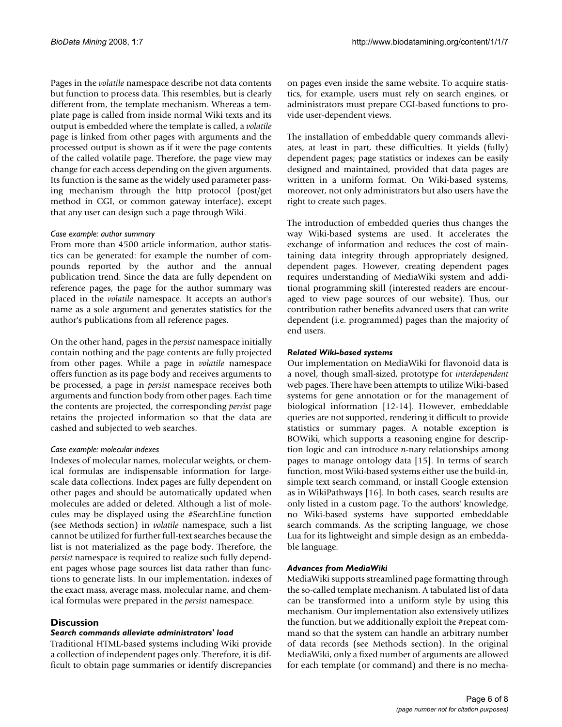Pages in the *volatile* namespace describe not data contents but function to process data. This resembles, but is clearly different from, the template mechanism. Whereas a template page is called from inside normal Wiki texts and its output is embedded where the template is called, a *volatile* page is linked from other pages with arguments and the processed output is shown as if it were the page contents of the called volatile page. Therefore, the page view may change for each access depending on the given arguments. Its function is the same as the widely used parameter passing mechanism through the http protocol (post/get method in CGI, or common gateway interface), except that any user can design such a page through Wiki.

#### *Case example: author summary*

From more than 4500 article information, author statistics can be generated: for example the number of compounds reported by the author and the annual publication trend. Since the data are fully dependent on reference pages, the page for the author summary was placed in the *volatile* namespace. It accepts an author's name as a sole argument and generates statistics for the author's publications from all reference pages.

On the other hand, pages in the *persist* namespace initially contain nothing and the page contents are fully projected from other pages. While a page in *volatile* namespace offers function as its page body and receives arguments to be processed, a page in *persist* namespace receives both arguments and function body from other pages. Each time the contents are projected, the corresponding *persist* page retains the projected information so that the data are cashed and subjected to web searches.

#### *Case example: molecular indexes*

Indexes of molecular names, molecular weights, or chemical formulas are indispensable information for large-scale data collections. Index pages are fully dependent on other pages and should be automatically updated when molecules are added or deleted. Although a list of molecules may be displayed using the #SearchLine function (see Methods section) in *volatile* namespace, such a list cannot be utilized for further full-text searches because the list is not materialized as the page body. Therefore, the *persist* namespace is required to realize such fully dependent pages whose page sources list data rather than functions to generate lists. In our implementation, indexes of the exact mass, average mass, molecular name, and chemical formulas were prepared in the *persist* namespace.

## Discussion

### *Search commands alleviate administrators' load*

Traditional HTML-based systems including Wiki provide a collection of independent pages only. Therefore, it is difficult to obtain page summaries or identify discrepancies on pages even inside the same website. To acquire statistics, for example, users must rely on search engines, or administrators must prepare CGI-based functions to provide user-dependent views.

The installation of embeddable query commands alleviates, at least in part, these difficulties. It yields (fully) dependent pages; page statistics or indexes can be easily designed and maintained, provided that data pages are written in a uniform format. On Wiki-based systems, moreover, not only administrators but also users have the right to create such pages.

The introduction of embedded queries thus changes the way Wiki-based systems are used. It accelerates the exchange of information and reduces the cost of maintaining data integrity through appropriately designed, dependent pages. However, creating dependent pages requires understanding of MediaWiki system and additional programming skill (interested readers are encouraged to view page sources of our website). Thus, our contribution rather benefits advanced users that can write dependent (i.e. programmed) pages than the majority of end users.

### *Related Wiki-based systems*

Our implementation on MediaWiki for flavonoid data is a novel, though small-sized, prototype for *interdependent* web pages. There have been attempts to utilize Wiki-based systems for gene annotation or for the management of biological information [12-14]. However, embeddable queries are not supported, rendering it difficult to provide statistics or summary pages. A notable exception is BOWiki, which supports a reasoning engine for description logic and can introduce *n*-nary relationships among pages to manage ontology data [15]. In terms of search function, most Wiki-based systems either use the build-in, simple text search command, or install Google extension as in WikiPathways [16]. In both cases, search results are only listed in a custom page. To the authors' knowledge, no Wiki-based systems have supported embeddable search commands. As the scripting language, we chose Lua for its lightweight and simple design as an embeddable language.

### *Advances from MediaWiki*

MediaWiki supports streamlined page formatting through the so-called template mechanism. A tabulated list of data can be transformed into a uniform style by using this mechanism. Our implementation also extensively utilizes the function, but we additionally exploit the #repeat command so that the system can handle an arbitrary number of data records (see Methods section). In the original MediaWiki, only a fixed number of arguments are allowed for each template (or command) and there is no mecha-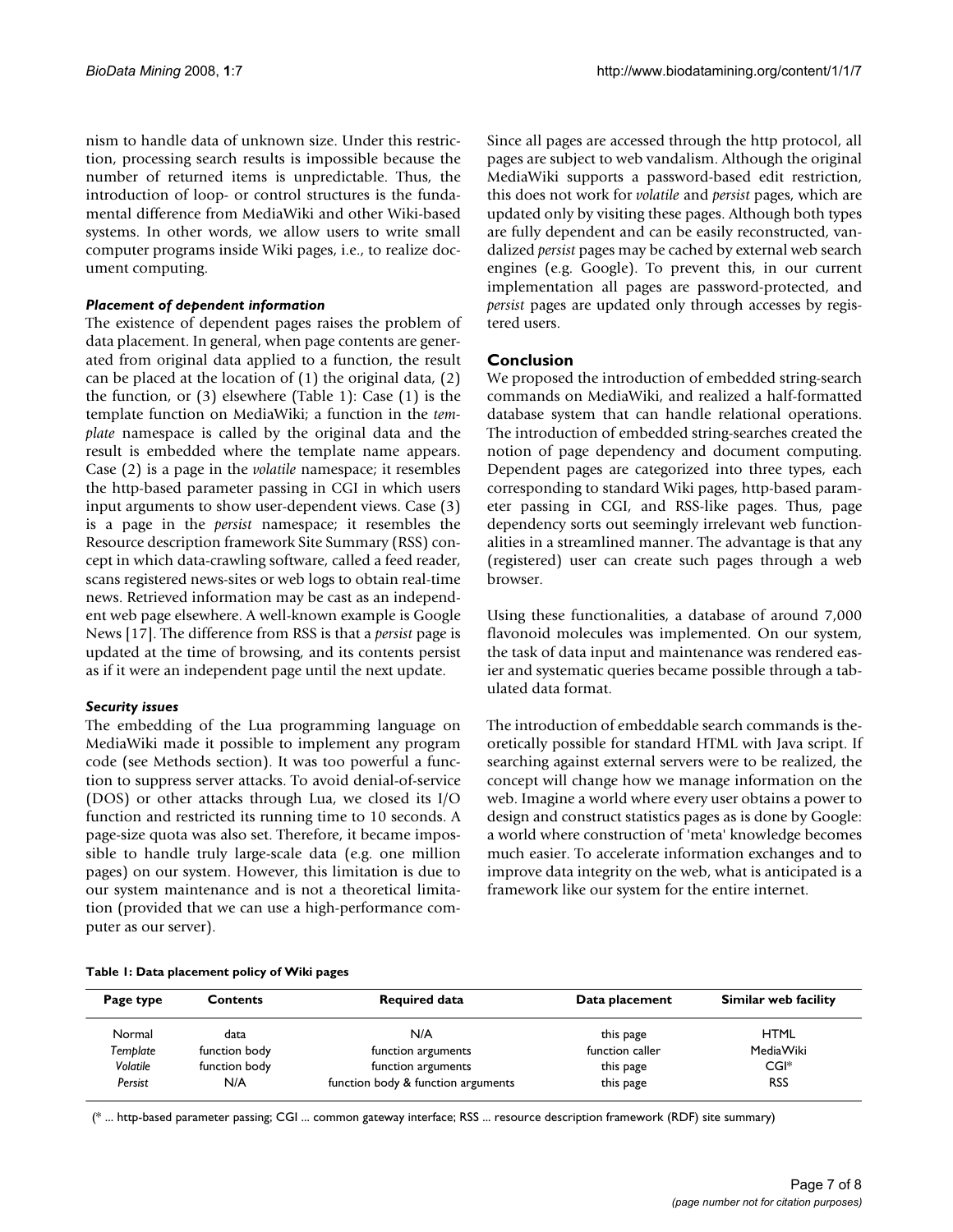nism to handle data of unknown size. Under this restriction, processing search results is impossible because the number of returned items is unpredictable. Thus, the introduction of loop- or control structures is the fundamental difference from MediaWiki and other Wiki-based systems. In other words, we allow users to write small computer programs inside Wiki pages, i.e., to realize document computing.

### *Placement of dependent information*

The existence of dependent pages raises the problem of data placement. In general, when page contents are generated from original data applied to a function, the result can be placed at the location of (1) the original data, (2) the function, or (3) elsewhere (Table 1): Case (1) is the template function on MediaWiki; a function in the *template* namespace is called by the original data and the result is embedded where the template name appears. Case (2) is a page in the *volatile* namespace; it resembles the http-based parameter passing in CGI in which users input arguments to show user-dependent views. Case (3) is a page in the *persist* namespace; it resembles the Resource description framework Site Summary (RSS) concept in which data-crawling software, called a feed reader, scans registered news-sites or web logs to obtain real-time news. Retrieved information may be cast as an independent web page elsewhere. A well-known example is Google News [17]. The difference from RSS is that a *persist* page is updated at the time of browsing, and its contents persist as if it were an independent page until the next update.

### *Security issues*

The embedding of the Lua programming language on MediaWiki made it possible to implement any program code (see Methods section). It was too powerful a function to suppress server attacks. To avoid denial-of-service (DOS) or other attacks through Lua, we closed its I/O function and restricted its running time to 10 seconds. A page-size quota was also set. Therefore, it became impossible to handle truly large-scale data (e.g. one million pages) on our system. However, this limitation is due to our system maintenance and is not a theoretical limitation (provided that we can use a high-performance computer as our server).

Since all pages are accessed through the http protocol, all pages are subject to web vandalism. Although the original MediaWiki supports a password-based edit restriction, this does not work for *volatile* and *persist* pages, which are updated only by visiting these pages. Although both types are fully dependent and can be easily reconstructed, vandalized *persist* pages may be cached by external web search engines (e.g. Google). To prevent this, in our current implementation all pages are password-protected, and *persist* pages are updated only through accesses by registered users.

## Conclusion

We proposed the introduction of embedded string-search commands on MediaWiki, and realized a half-formatted database system that can handle relational operations. The introduction of embedded string-searches created the notion of page dependency and document computing. Dependent pages are categorized into three types, each corresponding to standard Wiki pages, http-based parameter passing in CGI, and RSS-like pages. Thus, page dependency sorts out seemingly irrelevant web functionalities in a streamlined manner. The advantage is that any (registered) user can create such pages through a web browser.

Using these functionalities, a database of around 7,000 flavonoid molecules was implemented. On our system, the task of data input and maintenance was rendered easier and systematic queries became possible through a tabulated data format.

The introduction of embeddable search commands is theoretically possible for standard HTML with Java script. If searching against external servers were to be realized, the concept will change how we manage information on the web. Imagine a world where every user obtains a power to design and construct statistics pages as is done by Google: a world where construction of 'meta' knowledge becomes much easier. To accelerate information exchanges and to improve data integrity on the web, what is anticipated is a framework like our system for the entire internet.

**Table 1: Data placement policy of Wiki pages**

| Page type | Contents | Required data | Data placement | Similar web facility |
|---|---|---|---|---|
| Normal | data | N/A | this page | HTML |
| *Template* | function body | function arguments | function caller | MediaWiki |
| *Volatile* | function body | function arguments | this page | CGI* |
| *Persist* | N/A | function body & function arguments | this page | RSS |

(* ... http-based parameter passing; CGI ... common gateway interface; RSS ... resource description framework (RDF) site summary)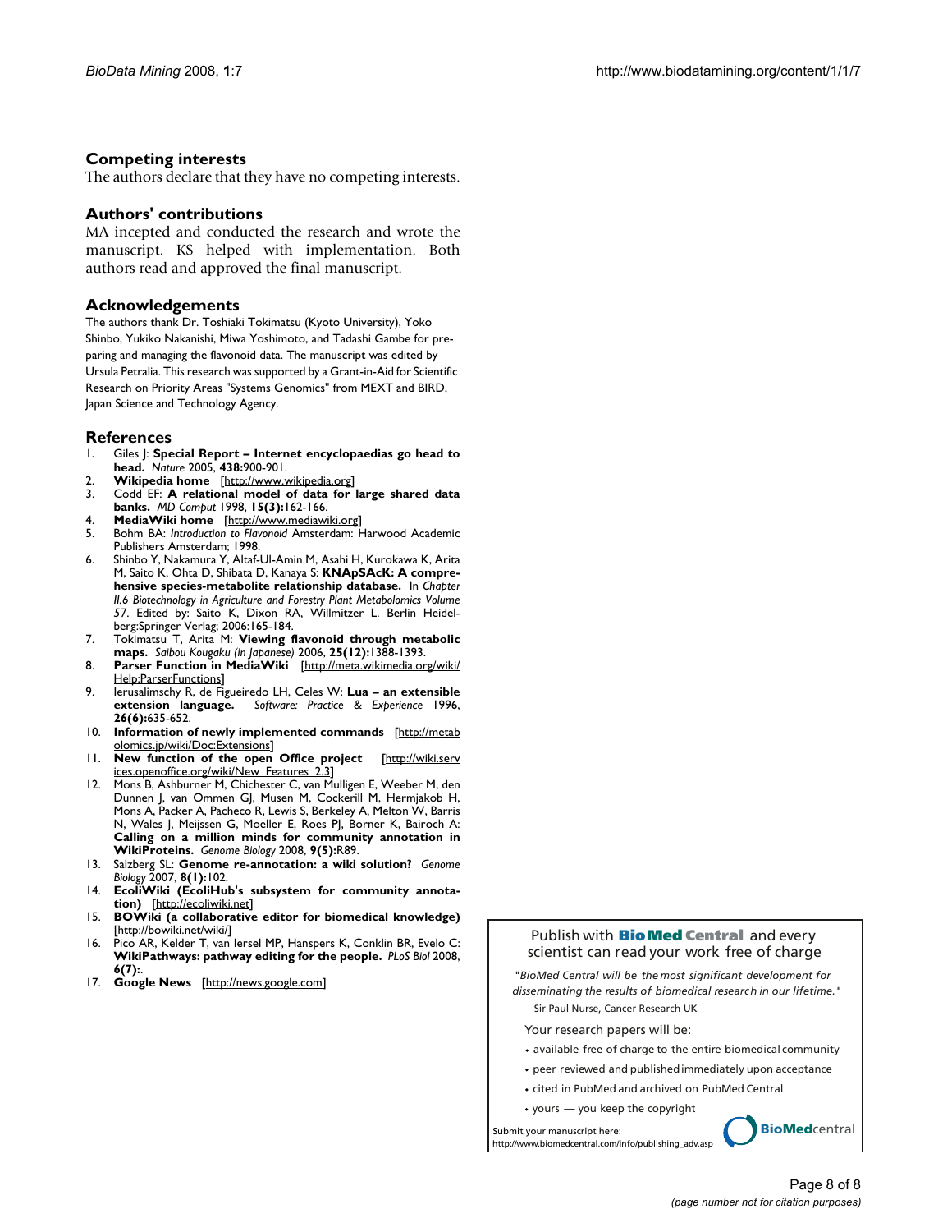## Competing interests

The authors declare that they have no competing interests.

## Authors' contributions

MA incepted and conducted the research and wrote the manuscript. KS helped with implementation. Both authors read and approved the final manuscript.

## Acknowledgements

The authors thank Dr. Toshiaki Tokimatsu (Kyoto University), Yoko Shinbo, Yukiko Nakanishi, Miwa Yoshimoto, and Tadashi Gambe for preparing and managing the flavonoid data. The manuscript was edited by Ursula Petralia. This research was supported by a Grant-in-Aid for Scientific Research on Priority Areas "Systems Genomics" from MEXT and BIRD, Japan Science and Technology Agency.

## References

1. Giles J: **Special Report – Internet encyclopaedias go head to head.** *Nature* 2005, **438:**900-901.
2. **Wikipedia home** [http://www.wikipedia.org]
3. Codd EF: **A relational model of data for large shared data banks.** *MD Comput* 1998, **15(3):**162-166.
4. **MediaWiki home** [http://www.mediawiki.org]
5. Bohm BA: *Introduction to Flavonoid* Amsterdam: Harwood Academic Publishers Amsterdam; 1998.
6. Shinbo Y, Nakamura Y, Altaf-Ul-Amin M, Asahi H, Kurokawa K, Arita M, Saito K, Ohta D, Shibata D, Kanaya S: **KNApSAcK: A comprehensive species-metabolite relationship database.** In *Chapter II.6 Biotechnology in Agriculture and Forestry Plant Metabolomics Volume 57*. Edited by: Saito K, Dixon RA, Willmitzer L. Berlin Heidelberg:Springer Verlag; 2006:165-184.
7. Tokimatsu T, Arita M: **Viewing flavonoid through metabolic maps.** *Saibou Kougaku (in Japanese)* 2006, **25(12):**1388-1393.
8. **Parser Function in MediaWiki** [http://meta.wikimedia.org/wiki/Help:ParserFunctions]
9. Ierusalimschy R, de Figueiredo LH, Celes W: **Lua – an extensible extension language.** *Software: Practice & Experience* 1996, **26(6):**635-652.
10. **Information of newly implemented commands** [http://metabolomics.jp/wiki/Doc:Extensions]
11. **New function of the open Office project** [http://wiki.services.openoffice.org/wiki/New_Features_2.3]
12. Mons B, Ashburner M, Chichester C, van Mulligen E, Weeber M, den Dunnen J, van Ommen GJ, Musen M, Cockerill M, Hermjakob H, Mons A, Packer A, Pacheco R, Lewis S, Berkeley A, Melton W, Barris N, Wales J, Meijssen G, Moeller E, Roes PJ, Borner K, Bairoch A: **Calling on a million minds for community annotation in WikiProteins.** *Genome Biology* 2008, **9(5):**R89.
13. Salzberg SL: **Genome re-annotation: a wiki solution?** *Genome Biology* 2007, **8(1):**102.
14. **EcoliWiki (EcoliHub's subsystem for community annotation)** [http://ecoliwiki.net]
15. **BOWiki (a collaborative editor for biomedical knowledge)** [http://bowiki.net/wiki/]
16. Pico AR, Kelder T, van Iersel MP, Hanspers K, Conklin BR, Evelo C: **WikiPathways: pathway editing for the people.** *PLoS Biol* 2008, **6(7):**.
17. **Google News** [http://news.google.com]

Publish with **BioMed Central** and every scientist can read your work free of charge

*"BioMed Central will be the most significant development for disseminating the results of biomedical research in our lifetime."*
Sir Paul Nurse, Cancer Research UK

Your research papers will be:

- available free of charge to the entire biomedical community
- peer reviewed and published immediately upon acceptance
- cited in PubMed and archived on PubMed Central
- yours — you keep the copyright

Submit your manuscript here:
http://www.biomedcentral.com/info/publishing_adv.asp

BioMedcentral